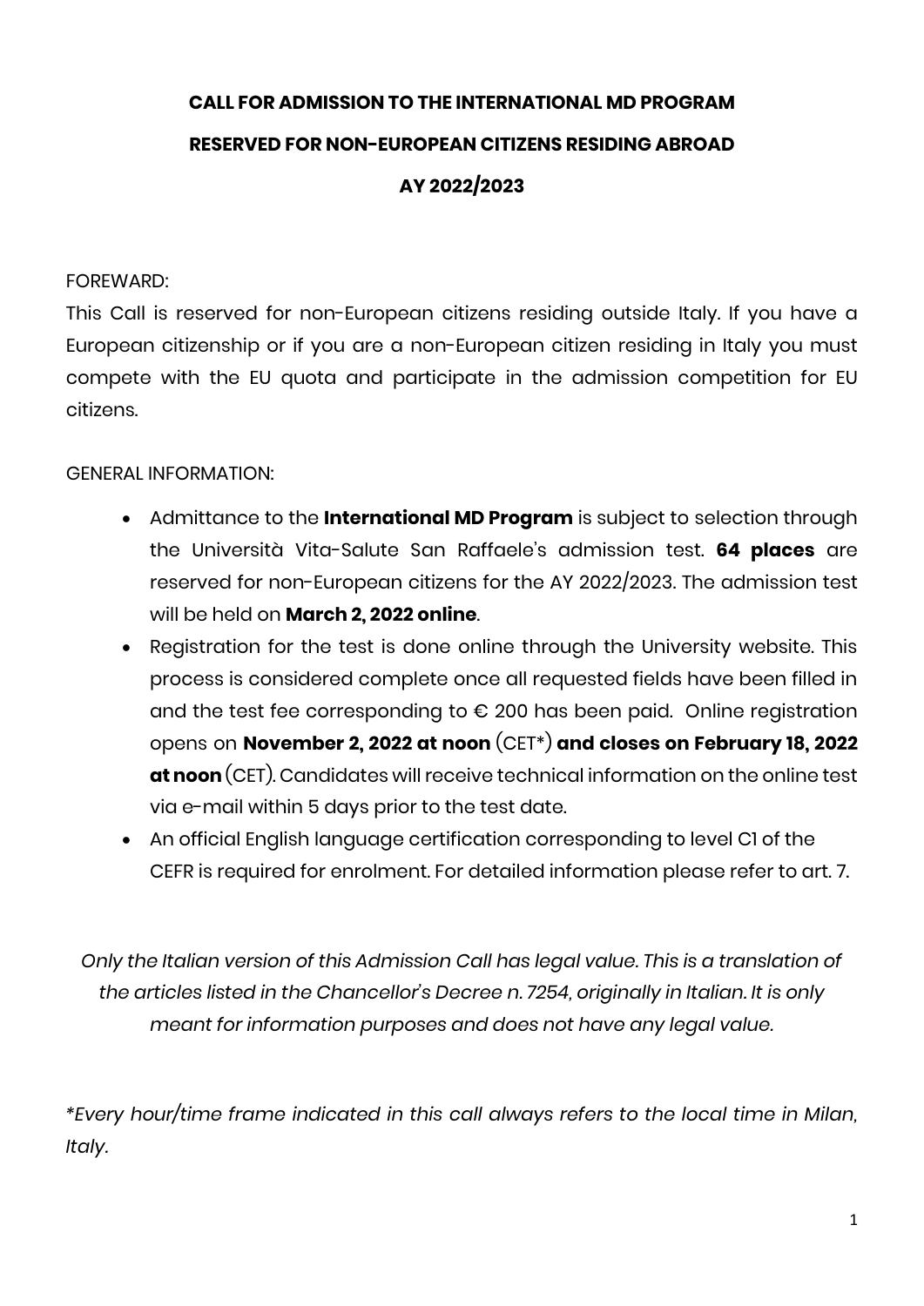# CALL FOR ADMISSION TO THE INTERNATIONAL MD PROGRAM

# RESERVED FOR NON-EUROPEAN CITIZENS RESIDING ABROAD

# AY 2022/2023

FOREWARD:

This Call is reserved for non-European citizens residing outside Italy. If you have a European citizenship or if you are a non-European citizen residing in Italy you must compete with the EU quota and participate in the admission competition for EU citizens.

GENERAL INFORMATION:

- Admittance to the **International MD Program** is subject to selection through the Università Vita-Salute San Raffaele's admission test. **64 places** are reserved for non-European citizens for the AY 2022/2023. The admission test will be held on **March 2, 2022 online**.
- Registration for the test is done online through the University website. This process is considered complete once all requested fields have been filled in and the test fee corresponding to € 200 has been paid. Online registration opens on **November 2, 2022 at noon** (CET*) **and closes on February 18, 2022 at noon** (CET). Candidates will receive technical information on the online test via e-mail within 5 days prior to the test date.
- An official English language certification corresponding to level C1 of the CEFR is required for enrolment. For detailed information please refer to art. 7.

*Only the Italian version of this Admission Call has legal value. This is a translation of the articles listed in the Chancellor's Decree n. 7254, originally in Italian. It is only meant for information purposes and does not have any legal value.*

*\*Every hour/time frame indicated in this call always refers to the local time in Milan, Italy.*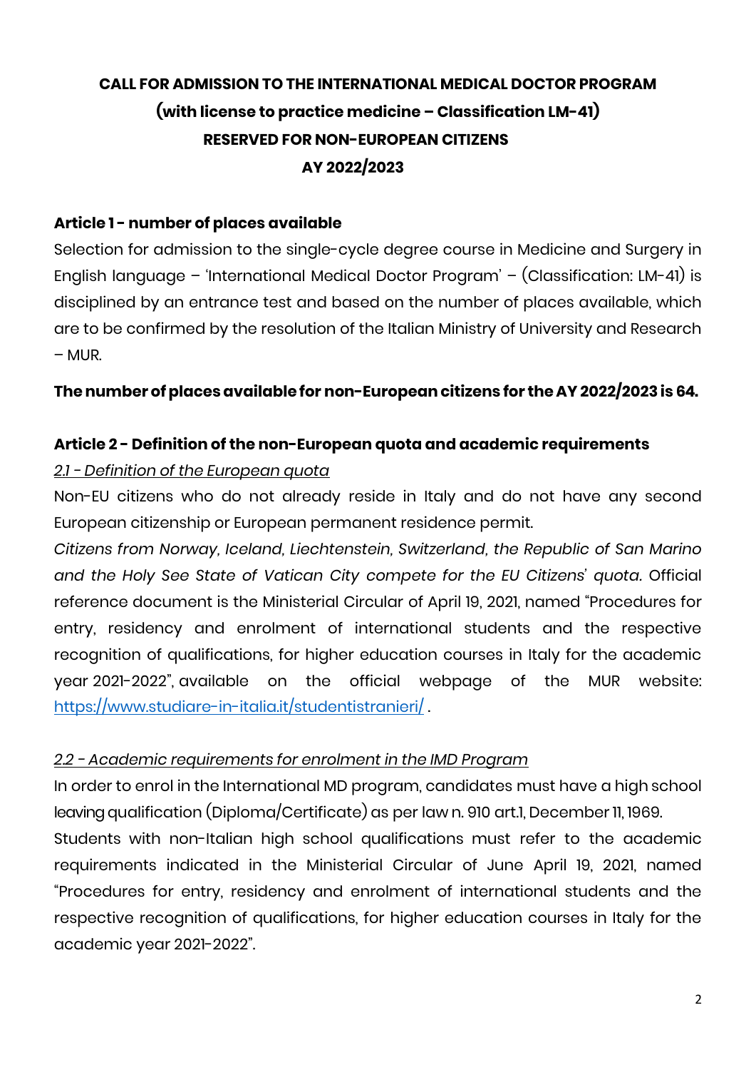# CALL FOR ADMISSION TO THE INTERNATIONAL MEDICAL DOCTOR PROGRAM
## (with license to practice medicine – Classification LM-41)
## RESERVED FOR NON-EUROPEAN CITIZENS
## AY 2022/2023

### Article 1 - number of places available

Selection for admission to the single-cycle degree course in Medicine and Surgery in English language – 'International Medical Doctor Program' – (Classification: LM-41) is disciplined by an entrance test and based on the number of places available, which are to be confirmed by the resolution of the Italian Ministry of University and Research – MUR.

**The number of places available for non-European citizens for the AY 2022/2023 is 64.**

### Article 2 - Definition of the non-European quota and academic requirements

*2.1 - Definition of the European quota*

Non-EU citizens who do not already reside in Italy and do not have any second European citizenship or European permanent residence permit.

*Citizens from Norway, Iceland, Liechtenstein, Switzerland, the Republic of San Marino and the Holy See State of Vatican City compete for the EU Citizens' quota.* Official reference document is the Ministerial Circular of April 19, 2021, named "Procedures for entry, residency and enrolment of international students and the respective recognition of qualifications, for higher education courses in Italy for the academic year 2021-2022", available on the official webpage of the MUR website: https://www.studiare-in-italia.it/studentistranieri/ .

*2.2 - Academic requirements for enrolment in the IMD Program*

In order to enrol in the International MD program, candidates must have a high school leaving qualification (Diploma/Certificate) as per law n. 910 art.1, December 11, 1969.

Students with non-Italian high school qualifications must refer to the academic requirements indicated in the Ministerial Circular of June April 19, 2021, named "Procedures for entry, residency and enrolment of international students and the respective recognition of qualifications, for higher education courses in Italy for the academic year 2021-2022".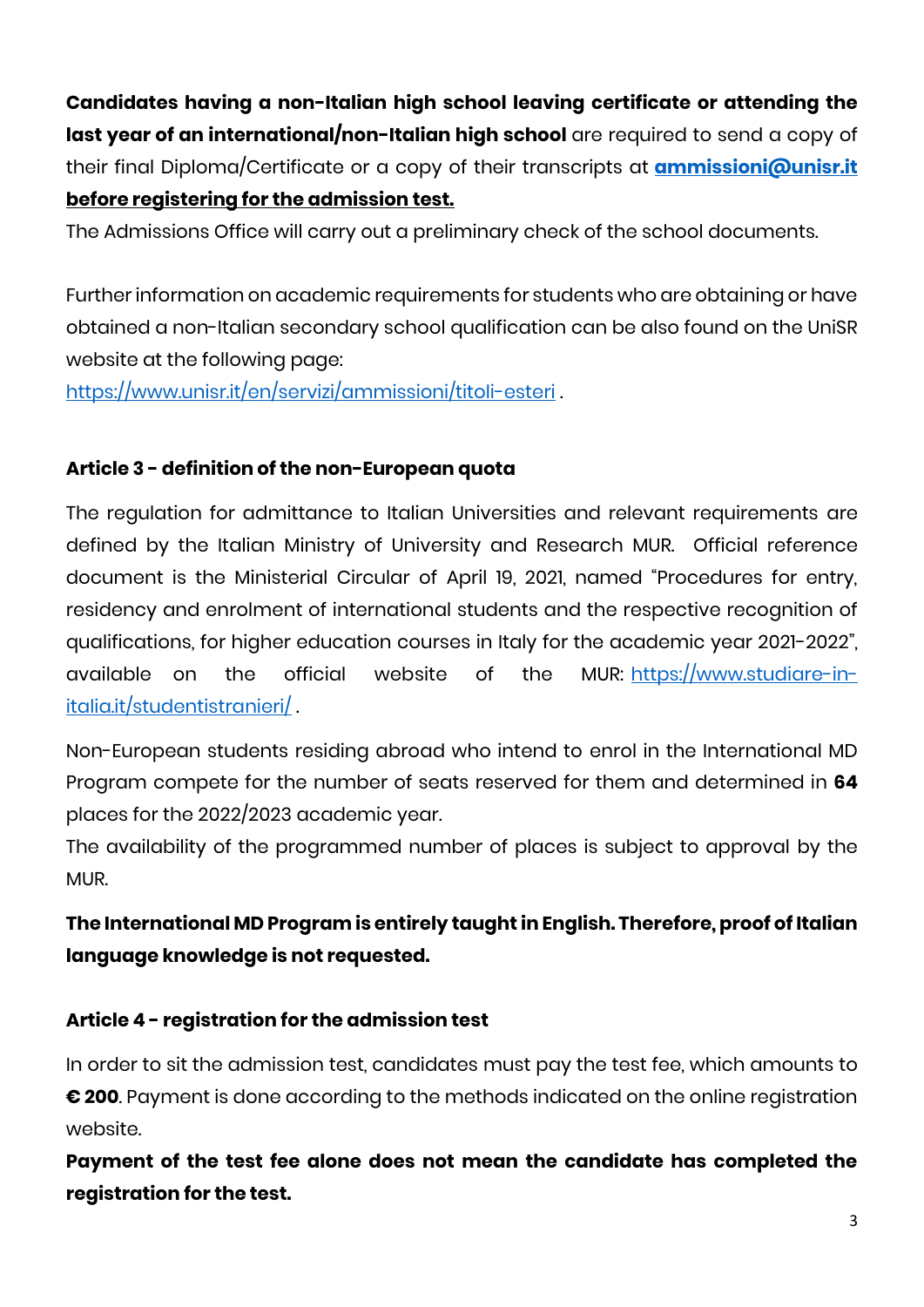**Candidates having a non-Italian high school leaving certificate or attending the last year of an international/non-Italian high school** are required to send a copy of their final Diploma/Certificate or a copy of their transcripts at **ammissioni@unisr.it** **before registering for the admission test.**

The Admissions Office will carry out a preliminary check of the school documents.

Further information on academic requirements for students who are obtaining or have obtained a non-Italian secondary school qualification can be also found on the UniSR website at the following page: https://www.unisr.it/en/servizi/ammissioni/titoli-esteri .

### Article 3 - definition of the non-European quota

The regulation for admittance to Italian Universities and relevant requirements are defined by the Italian Ministry of University and Research MUR. Official reference document is the Ministerial Circular of April 19, 2021, named "Procedures for entry, residency and enrolment of international students and the respective recognition of qualifications, for higher education courses in Italy for the academic year 2021-2022", available on the official website of the MUR: https://www.studiare-in-italia.it/studentistranieri/ .

Non-European students residing abroad who intend to enrol in the International MD Program compete for the number of seats reserved for them and determined in **64** places for the 2022/2023 academic year.

The availability of the programmed number of places is subject to approval by the MUR.

**The International MD Program is entirely taught in English. Therefore, proof of Italian language knowledge is not requested.**

### Article 4 - registration for the admission test

In order to sit the admission test, candidates must pay the test fee, which amounts to **€ 200**. Payment is done according to the methods indicated on the online registration website.

**Payment of the test fee alone does not mean the candidate has completed the registration for the test.**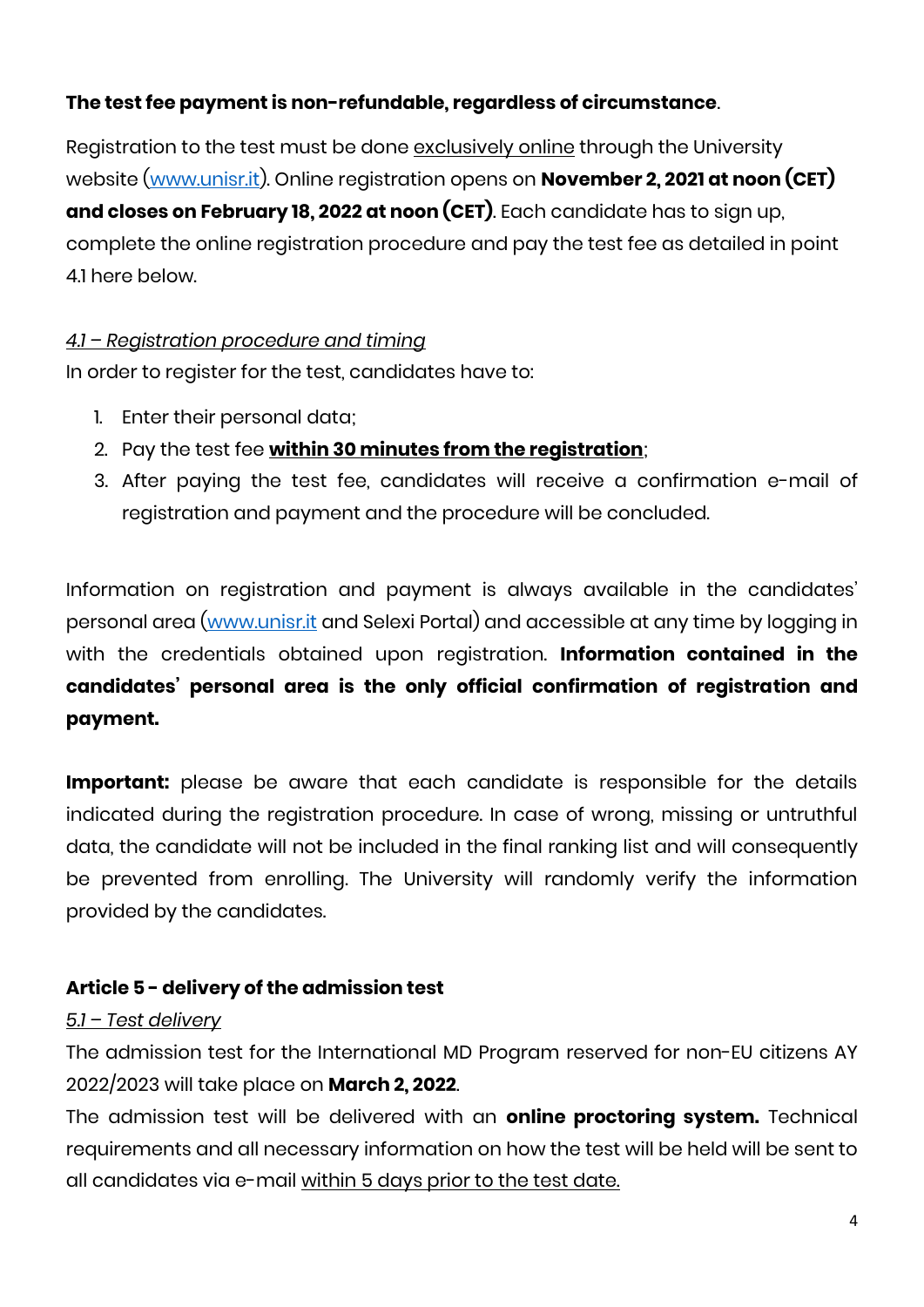**The test fee payment is non-refundable, regardless of circumstance**.

Registration to the test must be done exclusively online through the University website (www.unisr.it). Online registration opens on **November 2, 2021 at noon (CET) and closes on February 18, 2022 at noon (CET)**. Each candidate has to sign up, complete the online registration procedure and pay the test fee as detailed in point 4.1 here below.

*4.1 – Registration procedure and timing*

In order to register for the test, candidates have to:

1. Enter their personal data;
2. Pay the test fee **within 30 minutes from the registration**;
3. After paying the test fee, candidates will receive a confirmation e-mail of registration and payment and the procedure will be concluded.

Information on registration and payment is always available in the candidates' personal area (www.unisr.it and Selexi Portal) and accessible at any time by logging in with the credentials obtained upon registration. **Information contained in the candidates' personal area is the only official confirmation of registration and payment.**

**Important:** please be aware that each candidate is responsible for the details indicated during the registration procedure. In case of wrong, missing or untruthful data, the candidate will not be included in the final ranking list and will consequently be prevented from enrolling. The University will randomly verify the information provided by the candidates.

**Article 5 - delivery of the admission test**

*5.1 – Test delivery*

The admission test for the International MD Program reserved for non-EU citizens AY 2022/2023 will take place on **March 2, 2022**.

The admission test will be delivered with an **online proctoring system.** Technical requirements and all necessary information on how the test will be held will be sent to all candidates via e-mail within 5 days prior to the test date.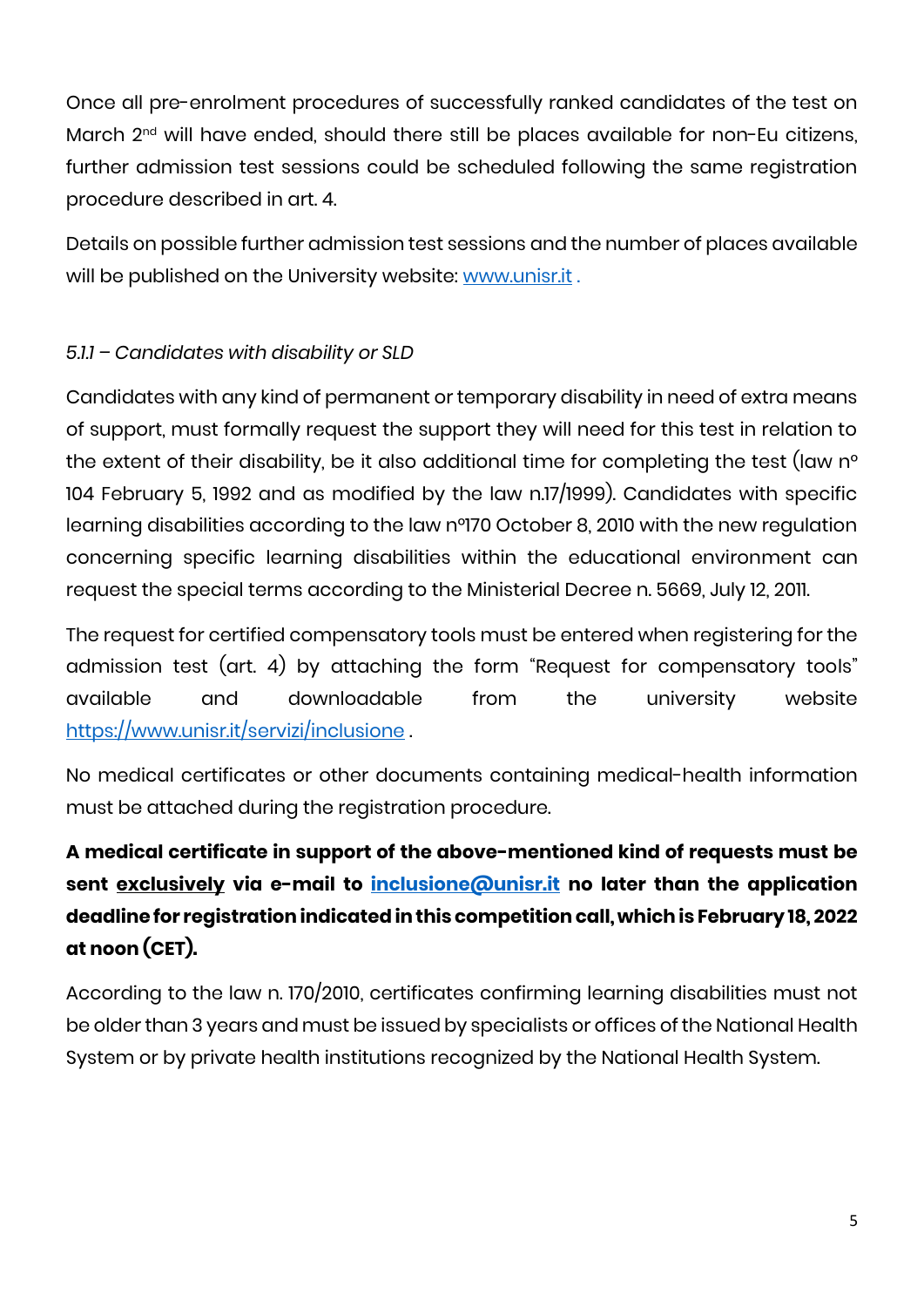Once all pre-enrolment procedures of successfully ranked candidates of the test on March 2nd will have ended, should there still be places available for non-Eu citizens, further admission test sessions could be scheduled following the same registration procedure described in art. 4.

Details on possible further admission test sessions and the number of places available will be published on the University website: [www.unisr.it](http://www.unisr.it) .

*5.1.1 – Candidates with disability or SLD*

Candidates with any kind of permanent or temporary disability in need of extra means of support, must formally request the support they will need for this test in relation to the extent of their disability, be it also additional time for completing the test (law n° 104 February 5, 1992 and as modified by the law n.17/1999). Candidates with specific learning disabilities according to the law n°170 October 8, 2010 with the new regulation concerning specific learning disabilities within the educational environment can request the special terms according to the Ministerial Decree n. 5669, July 12, 2011.

The request for certified compensatory tools must be entered when registering for the admission test (art. 4) by attaching the form "Request for compensatory tools" available and downloadable from the university website [https://www.unisr.it/servizi/inclusione](https://www.unisr.it/servizi/inclusione) .

No medical certificates or other documents containing medical-health information must be attached during the registration procedure.

**A medical certificate in support of the above-mentioned kind of requests must be sent <u>exclusively</u> via e-mail to [inclusione@unisr.it](mailto:inclusione@unisr.it) no later than the application deadline for registration indicated in this competition call, which is February 18, 2022 at noon (CET).**

According to the law n. 170/2010, certificates confirming learning disabilities must not be older than 3 years and must be issued by specialists or offices of the National Health System or by private health institutions recognized by the National Health System.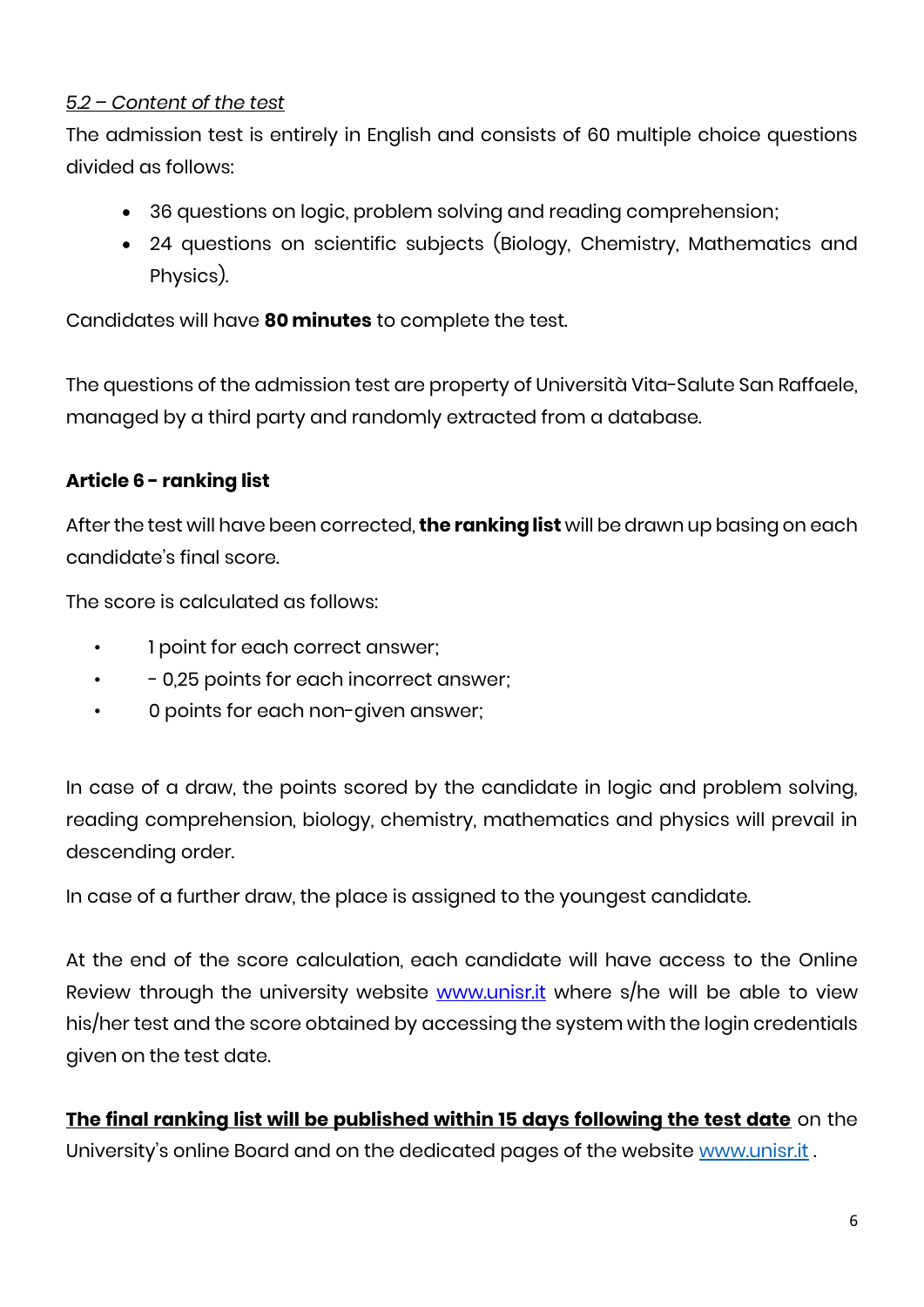*5.2 – Content of the test*

The admission test is entirely in English and consists of 60 multiple choice questions divided as follows:

- 36 questions on logic, problem solving and reading comprehension;
- 24 questions on scientific subjects (Biology, Chemistry, Mathematics and Physics).

Candidates will have **80 minutes** to complete the test.

The questions of the admission test are property of Università Vita-Salute San Raffaele, managed by a third party and randomly extracted from a database.

**Article 6 - ranking list**

After the test will have been corrected, **the ranking list** will be drawn up basing on each candidate's final score.

The score is calculated as follows:

- 1 point for each correct answer;
- \- 0,25 points for each incorrect answer;
- 0 points for each non-given answer;

In case of a draw, the points scored by the candidate in logic and problem solving, reading comprehension, biology, chemistry, mathematics and physics will prevail in descending order.

In case of a further draw, the place is assigned to the youngest candidate.

At the end of the score calculation, each candidate will have access to the Online Review through the university website [www.unisr.it](www.unisr.it) where s/he will be able to view his/her test and the score obtained by accessing the system with the login credentials given on the test date.

**The final ranking list will be published within 15 days following the test date** on the University's online Board and on the dedicated pages of the website [www.unisr.it](www.unisr.it) .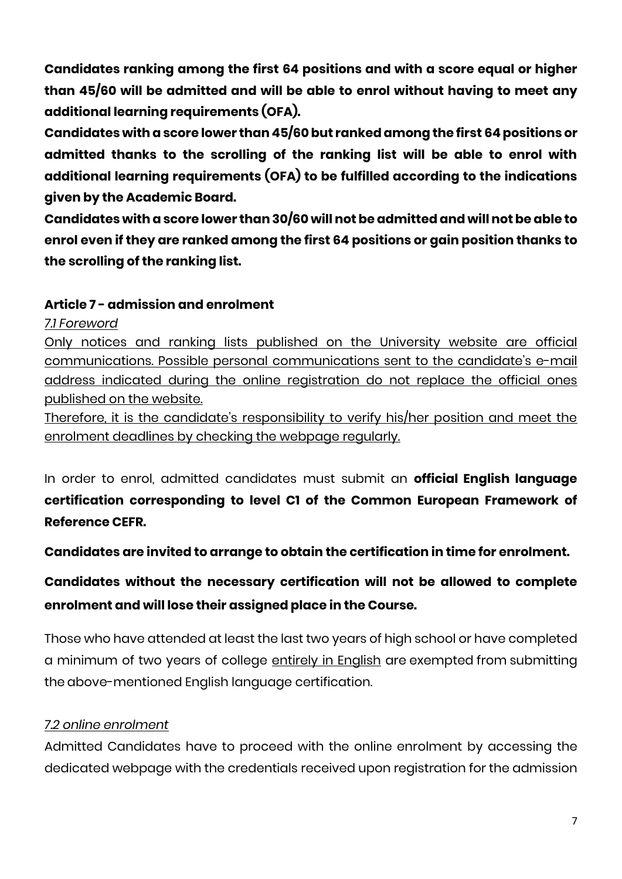**Candidates ranking among the first 64 positions and with a score equal or higher than 45/60 will be admitted and will be able to enrol without having to meet any additional learning requirements (OFA).**

**Candidates with a score lower than 45/60 but ranked among the first 64 positions or admitted thanks to the scrolling of the ranking list will be able to enrol with additional learning requirements (OFA) to be fulfilled according to the indications given by the Academic Board.**

**Candidates with a score lower than 30/60 will not be admitted and will not be able to enrol even if they are ranked among the first 64 positions or gain position thanks to the scrolling of the ranking list.**

### Article 7 - admission and enrolment

*7.1 Foreword*

Only notices and ranking lists published on the University website are official communications. Possible personal communications sent to the candidate's e-mail address indicated during the online registration do not replace the official ones published on the website.

Therefore, it is the candidate's responsibility to verify his/her position and meet the enrolment deadlines by checking the webpage regularly.

In order to enrol, admitted candidates must submit an **official English language certification corresponding to level C1 of the Common European Framework of Reference CEFR.**

**Candidates are invited to arrange to obtain the certification in time for enrolment.**

**Candidates without the necessary certification will not be allowed to complete enrolment and will lose their assigned place in the Course.**

Those who have attended at least the last two years of high school or have completed a minimum of two years of college entirely in English are exempted from submitting the above-mentioned English language certification.

*7.2 online enrolment*

Admitted Candidates have to proceed with the online enrolment by accessing the dedicated webpage with the credentials received upon registration for the admission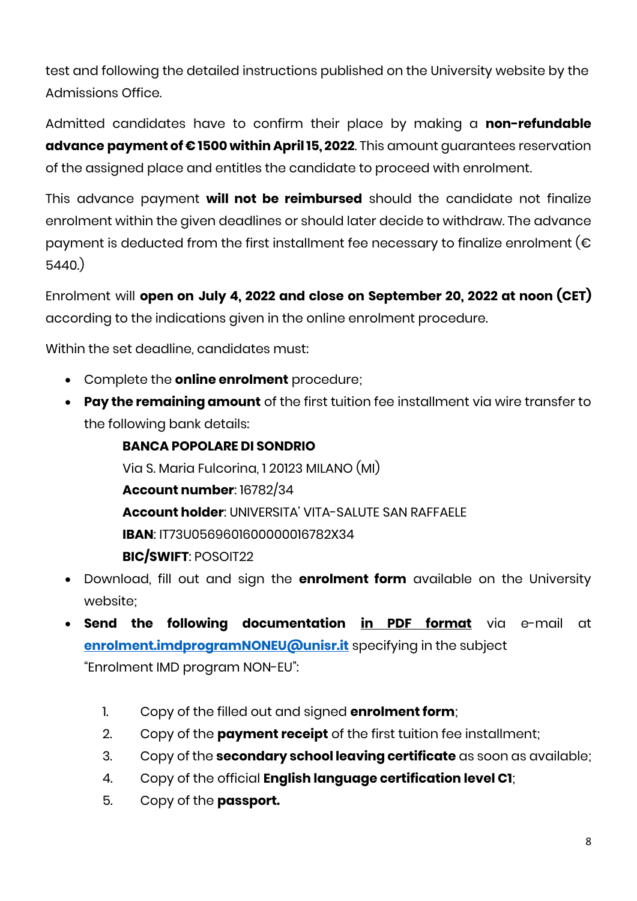test and following the detailed instructions published on the University website by the Admissions Office.

Admitted candidates have to confirm their place by making a **non-refundable advance payment of € 1500 within April 15, 2022**. This amount guarantees reservation of the assigned place and entitles the candidate to proceed with enrolment.

This advance payment **will not be reimbursed** should the candidate not finalize enrolment within the given deadlines or should later decide to withdraw. The advance payment is deducted from the first installment fee necessary to finalize enrolment (€ 5440.)

Enrolment will **open on July 4, 2022 and close on September 20, 2022 at noon (CET)** according to the indications given in the online enrolment procedure.

Within the set deadline, candidates must:

- Complete the **online enrolment** procedure;
- **Pay the remaining amount** of the first tuition fee installment via wire transfer to the following bank details:

  **BANCA POPOLARE DI SONDRIO**  
  Via S. Maria Fulcorina, 1 20123 MILANO (MI)  
  **Account number**: 16782/34  
  **Account holder**: UNIVERSITA' VITA-SALUTE SAN RAFFAELE  
  **IBAN**: IT73U0569601600000016782X34  
  **BIC/SWIFT**: POSOIT22
- Download, fill out and sign the **enrolment form** available on the University website;
- **Send the following documentation <u>in PDF format</u>** via e-mail at [enrolment.imdprogramNONEU@unisr.it](mailto:enrolment.imdprogramNONEU@unisr.it) specifying in the subject "Enrolment IMD program NON-EU":

  1. Copy of the filled out and signed **enrolment form**;
  2. Copy of the **payment receipt** of the first tuition fee installment;
  3. Copy of the **secondary school leaving certificate** as soon as available;
  4. Copy of the official **English language certification level C1**;
  5. Copy of the **passport.**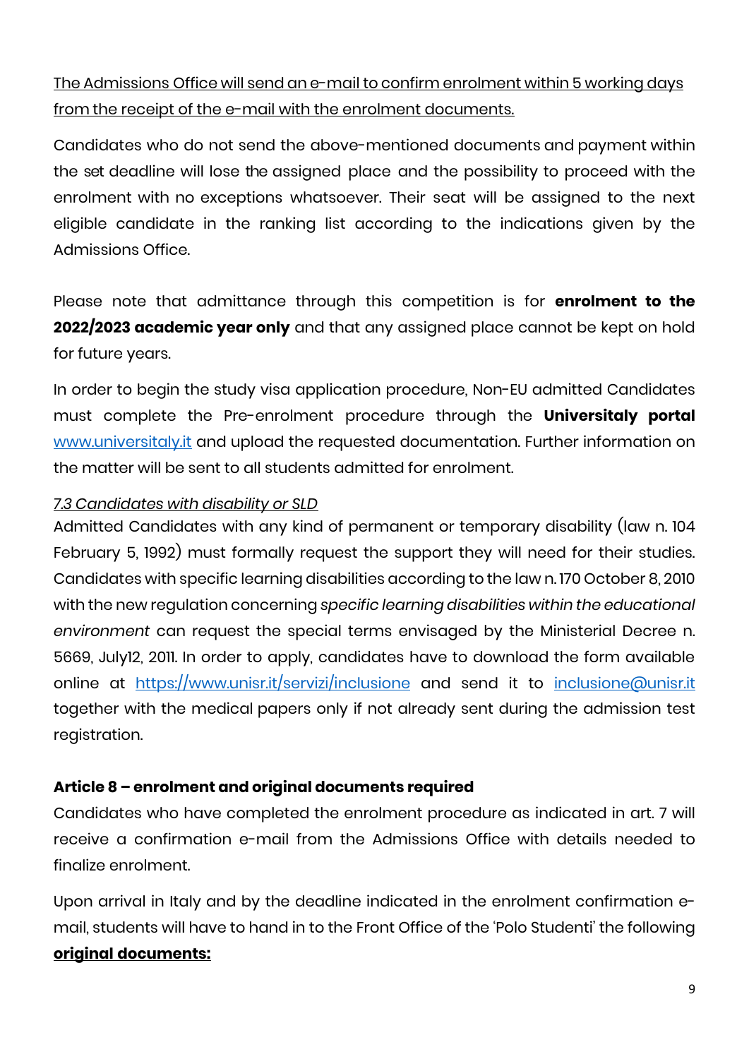<u>The Admissions Office will send an e-mail to confirm enrolment within 5 working days from the receipt of the e-mail with the enrolment documents.</u>

Candidates who do not send the above-mentioned documents and payment within the set deadline will lose the assigned place and the possibility to proceed with the enrolment with no exceptions whatsoever. Their seat will be assigned to the next eligible candidate in the ranking list according to the indications given by the Admissions Office.

Please note that admittance through this competition is for **enrolment to the 2022/2023 academic year only** and that any assigned place cannot be kept on hold for future years.

In order to begin the study visa application procedure, Non-EU admitted Candidates must complete the Pre-enrolment procedure through the **Universitaly portal** [www.universitaly.it](http://www.universitaly.it) and upload the requested documentation. Further information on the matter will be sent to all students admitted for enrolment.

*<u>7.3 Candidates with disability or SLD</u>*

Admitted Candidates with any kind of permanent or temporary disability (law n. 104 February 5, 1992) must formally request the support they will need for their studies. Candidates with specific learning disabilities according to the law n. 170 October 8, 2010 with the new regulation concerning *specific learning disabilities within the educational environment* can request the special terms envisaged by the Ministerial Decree n. 5669, July12, 2011. In order to apply, candidates have to download the form available online at [https://www.unisr.it/servizi/inclusione](https://www.unisr.it/servizi/inclusione) and send it to [inclusione@unisr.it](mailto:inclusione@unisr.it) together with the medical papers only if not already sent during the admission test registration.

### Article 8 – enrolment and original documents required

Candidates who have completed the enrolment procedure as indicated in art. 7 will receive a confirmation e-mail from the Admissions Office with details needed to finalize enrolment.

Upon arrival in Italy and by the deadline indicated in the enrolment confirmation e-mail, students will have to hand in to the Front Office of the 'Polo Studenti' the following **<u>original documents:</u>**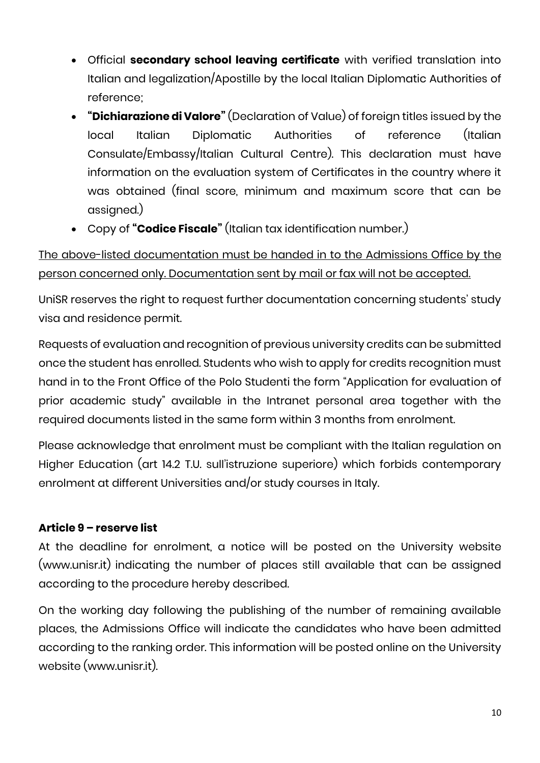- Official **secondary school leaving certificate** with verified translation into Italian and legalization/Apostille by the local Italian Diplomatic Authorities of reference;
- **"Dichiarazione di Valore"** (Declaration of Value) of foreign titles issued by the local Italian Diplomatic Authorities of reference (Italian Consulate/Embassy/Italian Cultural Centre). This declaration must have information on the evaluation system of Certificates in the country where it was obtained (final score, minimum and maximum score that can be assigned.)
- Copy of **"Codice Fiscale"** (Italian tax identification number.)

<u>The above-listed documentation must be handed in to the Admissions Office by the person concerned only. Documentation sent by mail or fax will not be accepted.</u>

UniSR reserves the right to request further documentation concerning students' study visa and residence permit.

Requests of evaluation and recognition of previous university credits can be submitted once the student has enrolled. Students who wish to apply for credits recognition must hand in to the Front Office of the Polo Studenti the form "Application for evaluation of prior academic study" available in the Intranet personal area together with the required documents listed in the same form within 3 months from enrolment.

Please acknowledge that enrolment must be compliant with the Italian regulation on Higher Education (art 14.2 T.U. sull'istruzione superiore) which forbids contemporary enrolment at different Universities and/or study courses in Italy.

### Article 9 – reserve list

At the deadline for enrolment, a notice will be posted on the University website (www.unisr.it) indicating the number of places still available that can be assigned according to the procedure hereby described.

On the working day following the publishing of the number of remaining available places, the Admissions Office will indicate the candidates who have been admitted according to the ranking order. This information will be posted online on the University website (www.unisr.it).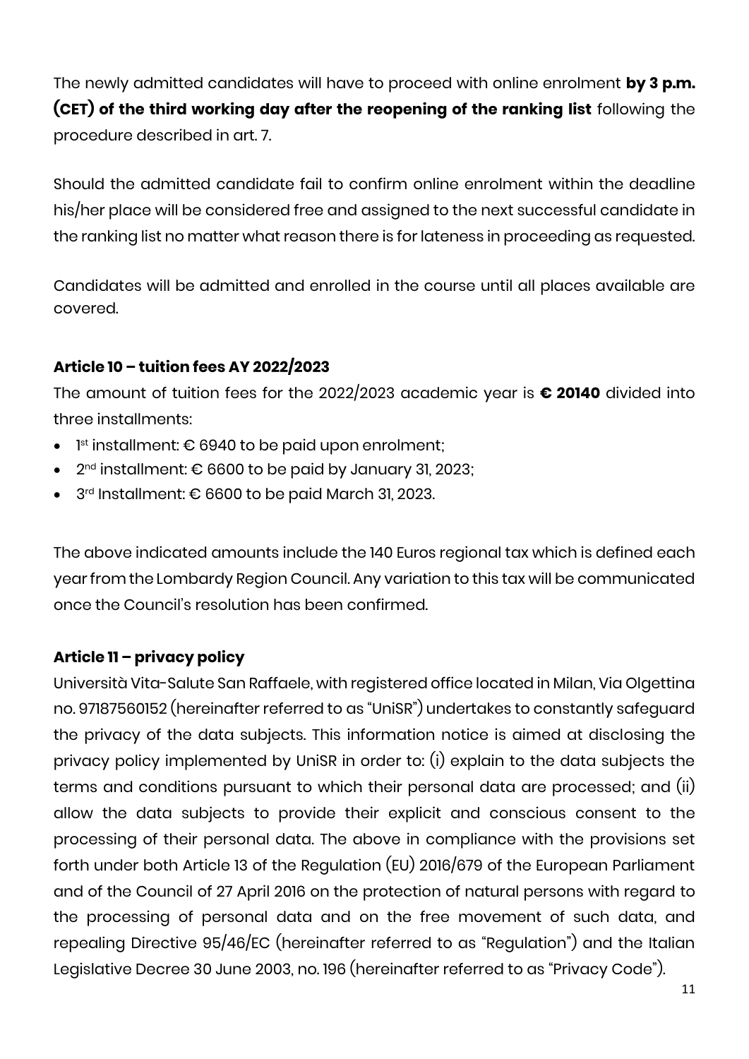The newly admitted candidates will have to proceed with online enrolment **by 3 p.m. (CET) of the third working day after the reopening of the ranking list** following the procedure described in art. 7.

Should the admitted candidate fail to confirm online enrolment within the deadline his/her place will be considered free and assigned to the next successful candidate in the ranking list no matter what reason there is for lateness in proceeding as requested.

Candidates will be admitted and enrolled in the course until all places available are covered.

### Article 10 – tuition fees AY 2022/2023

The amount of tuition fees for the 2022/2023 academic year is **€ 20140** divided into three installments:

- 1st installment: € 6940 to be paid upon enrolment;
- 2nd installment: € 6600 to be paid by January 31, 2023;
- 3rd Installment: € 6600 to be paid March 31, 2023.

The above indicated amounts include the 140 Euros regional tax which is defined each year from the Lombardy Region Council. Any variation to this tax will be communicated once the Council's resolution has been confirmed.

### Article 11 – privacy policy

Università Vita-Salute San Raffaele, with registered office located in Milan, Via Olgettina no. 97187560152 (hereinafter referred to as "UniSR") undertakes to constantly safeguard the privacy of the data subjects. This information notice is aimed at disclosing the privacy policy implemented by UniSR in order to: (i) explain to the data subjects the terms and conditions pursuant to which their personal data are processed; and (ii) allow the data subjects to provide their explicit and conscious consent to the processing of their personal data. The above in compliance with the provisions set forth under both Article 13 of the Regulation (EU) 2016/679 of the European Parliament and of the Council of 27 April 2016 on the protection of natural persons with regard to the processing of personal data and on the free movement of such data, and repealing Directive 95/46/EC (hereinafter referred to as "Regulation") and the Italian Legislative Decree 30 June 2003, no. 196 (hereinafter referred to as "Privacy Code").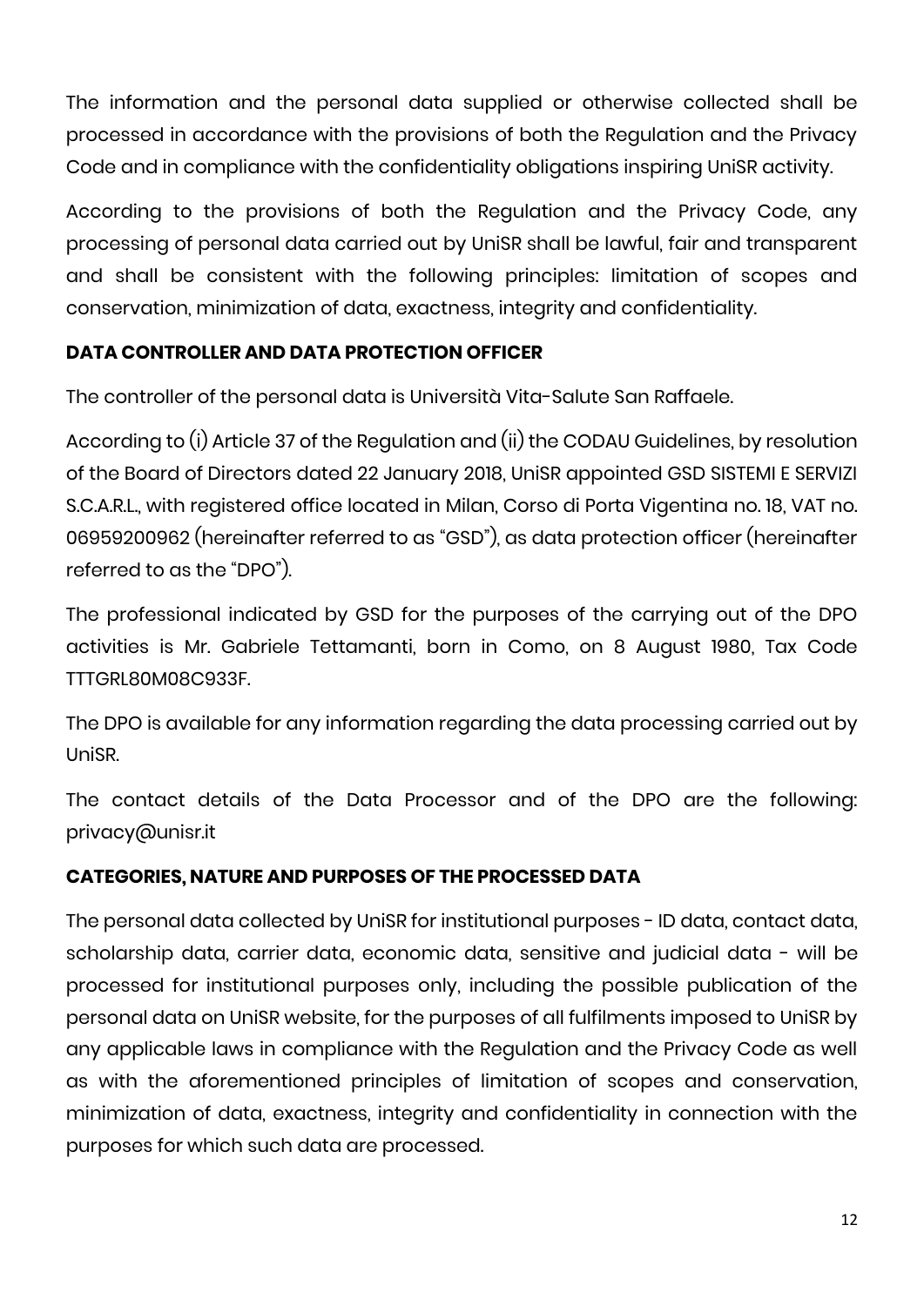The information and the personal data supplied or otherwise collected shall be processed in accordance with the provisions of both the Regulation and the Privacy Code and in compliance with the confidentiality obligations inspiring UniSR activity.

According to the provisions of both the Regulation and the Privacy Code, any processing of personal data carried out by UniSR shall be lawful, fair and transparent and shall be consistent with the following principles: limitation of scopes and conservation, minimization of data, exactness, integrity and confidentiality.

**DATA CONTROLLER AND DATA PROTECTION OFFICER**

The controller of the personal data is Università Vita-Salute San Raffaele.

According to (i) Article 37 of the Regulation and (ii) the CODAU Guidelines, by resolution of the Board of Directors dated 22 January 2018, UniSR appointed GSD SISTEMI E SERVIZI S.C.A.R.L., with registered office located in Milan, Corso di Porta Vigentina no. 18, VAT no. 06959200962 (hereinafter referred to as "GSD"), as data protection officer (hereinafter referred to as the "DPO").

The professional indicated by GSD for the purposes of the carrying out of the DPO activities is Mr. Gabriele Tettamanti, born in Como, on 8 August 1980, Tax Code TTTGRL80M08C933F.

The DPO is available for any information regarding the data processing carried out by UniSR.

The contact details of the Data Processor and of the DPO are the following: privacy@unisr.it

**CATEGORIES, NATURE AND PURPOSES OF THE PROCESSED DATA**

The personal data collected by UniSR for institutional purposes - ID data, contact data, scholarship data, carrier data, economic data, sensitive and judicial data - will be processed for institutional purposes only, including the possible publication of the personal data on UniSR website, for the purposes of all fulfilments imposed to UniSR by any applicable laws in compliance with the Regulation and the Privacy Code as well as with the aforementioned principles of limitation of scopes and conservation, minimization of data, exactness, integrity and confidentiality in connection with the purposes for which such data are processed.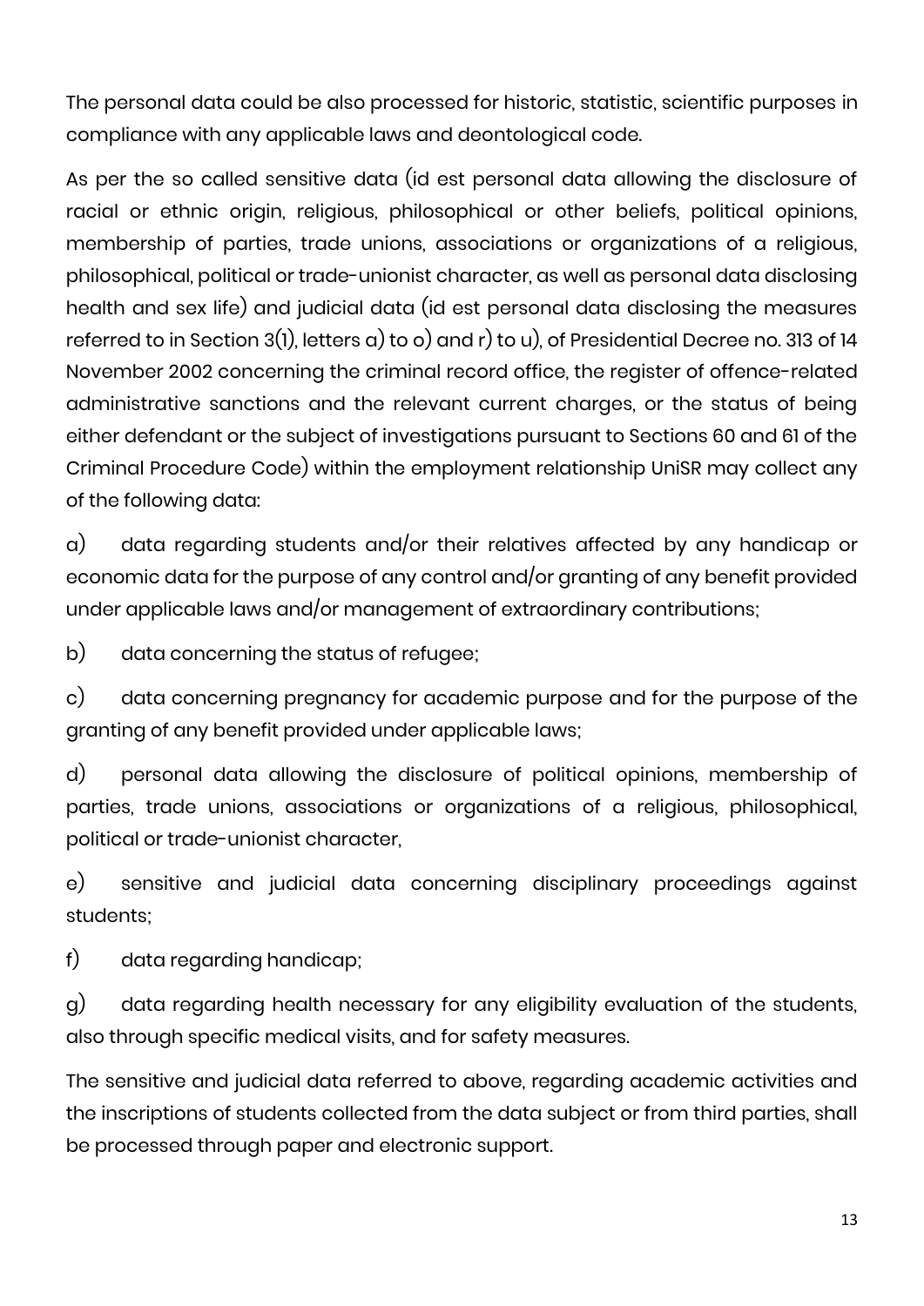The personal data could be also processed for historic, statistic, scientific purposes in compliance with any applicable laws and deontological code.

As per the so called sensitive data (id est personal data allowing the disclosure of racial or ethnic origin, religious, philosophical or other beliefs, political opinions, membership of parties, trade unions, associations or organizations of a religious, philosophical, political or trade-unionist character, as well as personal data disclosing health and sex life) and judicial data (id est personal data disclosing the measures referred to in Section 3(1), letters a) to o) and r) to u), of Presidential Decree no. 313 of 14 November 2002 concerning the criminal record office, the register of offence-related administrative sanctions and the relevant current charges, or the status of being either defendant or the subject of investigations pursuant to Sections 60 and 61 of the Criminal Procedure Code) within the employment relationship UniSR may collect any of the following data:

a) data regarding students and/or their relatives affected by any handicap or economic data for the purpose of any control and/or granting of any benefit provided under applicable laws and/or management of extraordinary contributions;

b) data concerning the status of refugee;

c) data concerning pregnancy for academic purpose and for the purpose of the granting of any benefit provided under applicable laws;

d) personal data allowing the disclosure of political opinions, membership of parties, trade unions, associations or organizations of a religious, philosophical, political or trade-unionist character,

e) sensitive and judicial data concerning disciplinary proceedings against students;

f) data regarding handicap;

g) data regarding health necessary for any eligibility evaluation of the students, also through specific medical visits, and for safety measures.

The sensitive and judicial data referred to above, regarding academic activities and the inscriptions of students collected from the data subject or from third parties, shall be processed through paper and electronic support.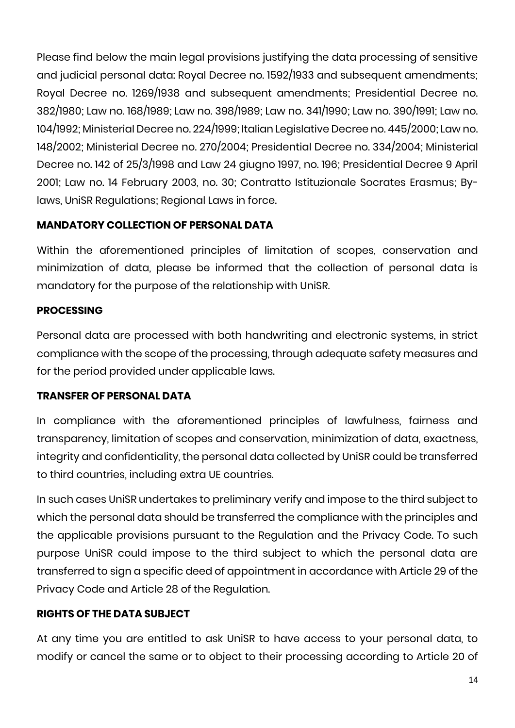Please find below the main legal provisions justifying the data processing of sensitive and judicial personal data: Royal Decree no. 1592/1933 and subsequent amendments; Royal Decree no. 1269/1938 and subsequent amendments; Presidential Decree no. 382/1980; Law no. 168/1989; Law no. 398/1989; Law no. 341/1990; Law no. 390/1991; Law no. 104/1992; Ministerial Decree no. 224/1999; Italian Legislative Decree no. 445/2000; Law no. 148/2002; Ministerial Decree no. 270/2004; Presidential Decree no. 334/2004; Ministerial Decree no. 142 of 25/3/1998 and Law 24 giugno 1997, no. 196; Presidential Decree 9 April 2001; Law no. 14 February 2003, no. 30; Contratto Istituzionale Socrates Erasmus; By-laws, UniSR Regulations; Regional Laws in force.

**MANDATORY COLLECTION OF PERSONAL DATA**

Within the aforementioned principles of limitation of scopes, conservation and minimization of data, please be informed that the collection of personal data is mandatory for the purpose of the relationship with UniSR.

**PROCESSING**

Personal data are processed with both handwriting and electronic systems, in strict compliance with the scope of the processing, through adequate safety measures and for the period provided under applicable laws.

**TRANSFER OF PERSONAL DATA**

In compliance with the aforementioned principles of lawfulness, fairness and transparency, limitation of scopes and conservation, minimization of data, exactness, integrity and confidentiality, the personal data collected by UniSR could be transferred to third countries, including extra UE countries.

In such cases UniSR undertakes to preliminary verify and impose to the third subject to which the personal data should be transferred the compliance with the principles and the applicable provisions pursuant to the Regulation and the Privacy Code. To such purpose UniSR could impose to the third subject to which the personal data are transferred to sign a specific deed of appointment in accordance with Article 29 of the Privacy Code and Article 28 of the Regulation.

**RIGHTS OF THE DATA SUBJECT**

At any time you are entitled to ask UniSR to have access to your personal data, to modify or cancel the same or to object to their processing according to Article 20 of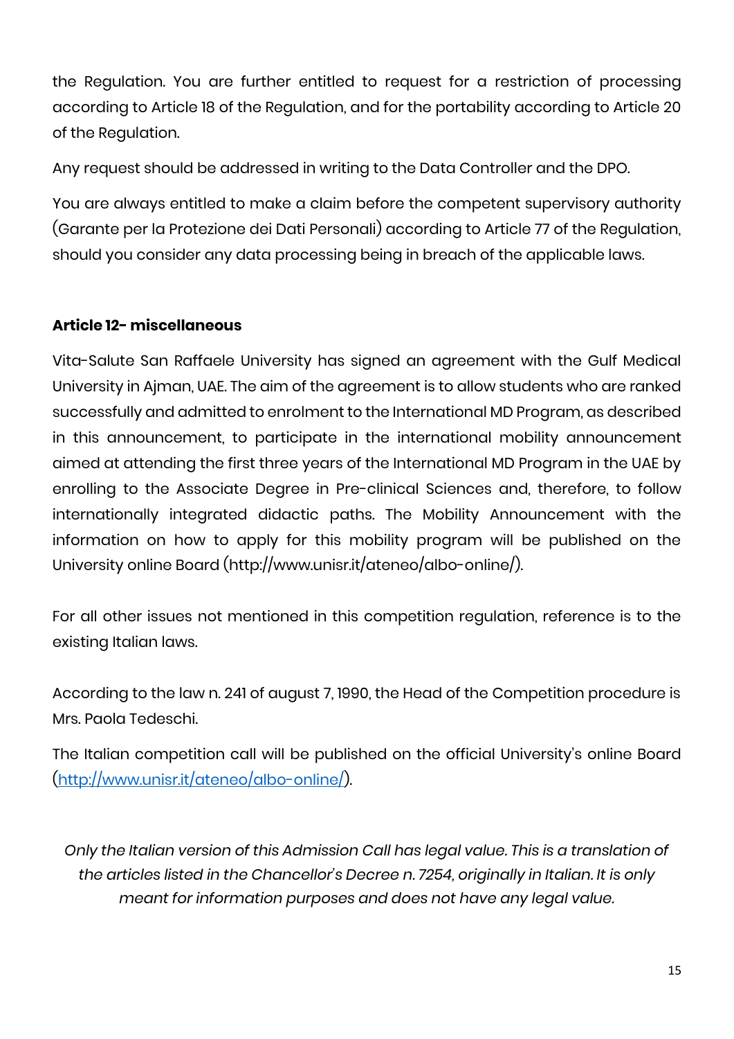the Regulation. You are further entitled to request for a restriction of processing according to Article 18 of the Regulation, and for the portability according to Article 20 of the Regulation.

Any request should be addressed in writing to the Data Controller and the DPO.

You are always entitled to make a claim before the competent supervisory authority (Garante per la Protezione dei Dati Personali) according to Article 77 of the Regulation, should you consider any data processing being in breach of the applicable laws.

**Article 12- miscellaneous**

Vita-Salute San Raffaele University has signed an agreement with the Gulf Medical University in Ajman, UAE. The aim of the agreement is to allow students who are ranked successfully and admitted to enrolment to the International MD Program, as described in this announcement, to participate in the international mobility announcement aimed at attending the first three years of the International MD Program in the UAE by enrolling to the Associate Degree in Pre-clinical Sciences and, therefore, to follow internationally integrated didactic paths. The Mobility Announcement with the information on how to apply for this mobility program will be published on the University online Board (http://www.unisr.it/ateneo/albo-online/).

For all other issues not mentioned in this competition regulation, reference is to the existing Italian laws.

According to the law n. 241 of august 7, 1990, the Head of the Competition procedure is Mrs. Paola Tedeschi.

The Italian competition call will be published on the official University's online Board (http://www.unisr.it/ateneo/albo-online/).

*Only the Italian version of this Admission Call has legal value. This is a translation of the articles listed in the Chancellor's Decree n. 7254, originally in Italian. It is only meant for information purposes and does not have any legal value.*